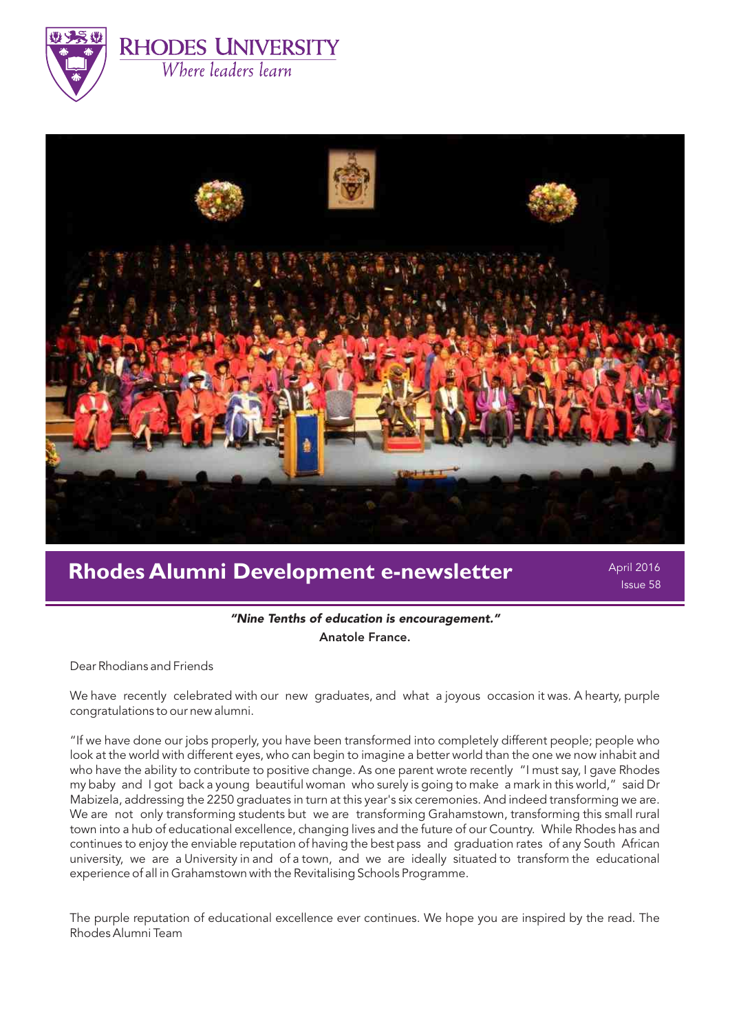RHODES UNIVERSITY
*Where leaders learn*

# Rhodes Alumni Development e-newsletter

April 2016
Issue 58

***"Nine Tenths of education is encouragement."***
**Anatole France.**

Dear Rhodians and Friends

We have recently celebrated with our new graduates, and what a joyous occasion it was. A hearty, purple congratulations to our new alumni.

"If we have done our jobs properly, you have been transformed into completely different people; people who look at the world with different eyes, who can begin to imagine a better world than the one we now inhabit and who have the ability to contribute to positive change. As one parent wrote recently "I must say, I gave Rhodes my baby and I got back a young beautiful woman who surely is going to make a mark in this world," said Dr Mabizela, addressing the 2250 graduates in turn at this year's six ceremonies. And indeed transforming we are. We are not only transforming students but we are transforming Grahamstown, transforming this small rural town into a hub of educational excellence, changing lives and the future of our Country. While Rhodes has and continues to enjoy the enviable reputation of having the best pass and graduation rates of any South African university, we are a University in and of a town, and we are ideally situated to transform the educational experience of all in Grahamstown with the Revitalising Schools Programme.

The purple reputation of educational excellence ever continues. We hope you are inspired by the read. The Rhodes Alumni Team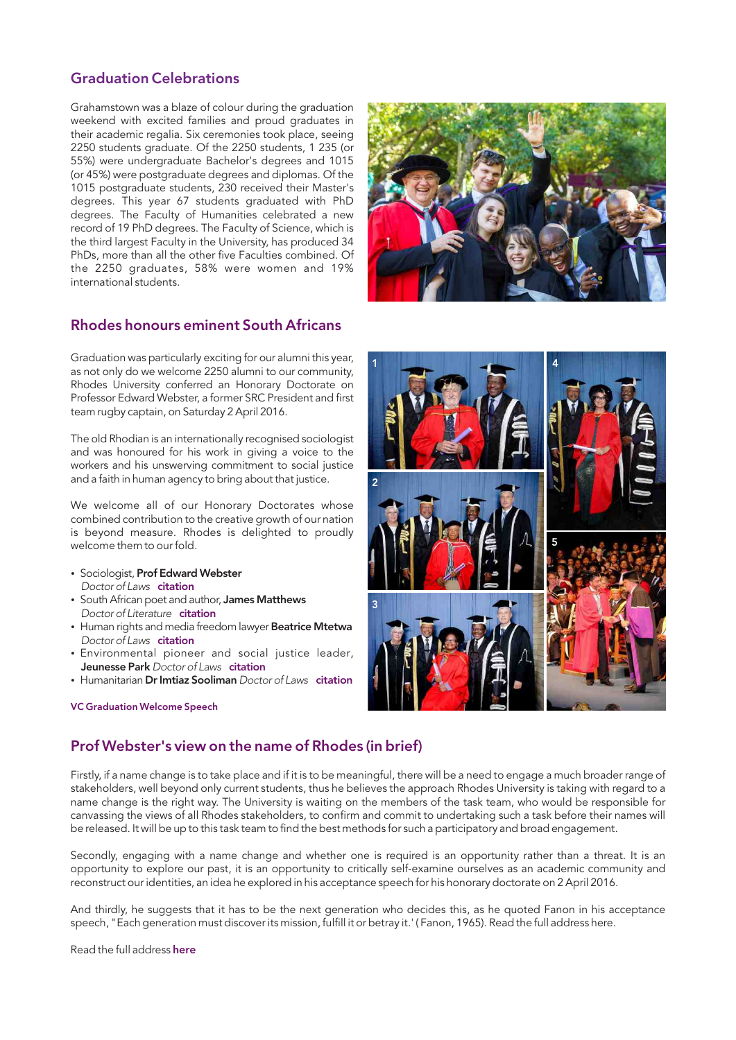## Graduation Celebrations

Grahamstown was a blaze of colour during the graduation weekend with excited families and proud graduates in their academic regalia. Six ceremonies took place, seeing 2250 students graduate. Of the 2250 students, 1 235 (or 55%) were undergraduate Bachelor's degrees and 1015 (or 45%) were postgraduate degrees and diplomas. Of the 1015 postgraduate students, 230 received their Master's degrees. This year 67 students graduated with PhD degrees. The Faculty of Humanities celebrated a new record of 19 PhD degrees. The Faculty of Science, which is the third largest Faculty in the University, has produced 34 PhDs, more than all the other five Faculties combined. Of the 2250 graduates, 58% were women and 19% international students.

## Rhodes honours eminent South Africans

Graduation was particularly exciting for our alumni this year, as not only do we welcome 2250 alumni to our community, Rhodes University conferred an Honorary Doctorate on Professor Edward Webster, a former SRC President and first team rugby captain, on Saturday 2 April 2016.

The old Rhodian is an internationally recognised sociologist and was honoured for his work in giving a voice to the workers and his unswerving commitment to social justice and a faith in human agency to bring about that justice.

We welcome all of our Honorary Doctorates whose combined contribution to the creative growth of our nation is beyond measure. Rhodes is delighted to proudly welcome them to our fold.

- Sociologist, **Prof Edward Webster** *Doctor of Laws* **citation**
- South African poet and author, **James Matthews** *Doctor of Literature* **citation**
- Human rights and media freedom lawyer **Beatrice Mtetwa** *Doctor of Laws* **citation**
- Environmental pioneer and social justice leader, **Jeunesse Park** *Doctor of Laws* **citation**
- Humanitarian **Dr Imtiaz Sooliman** *Doctor of Laws* **citation**

**VC Graduation Welcome Speech**

## Prof Webster's view on the name of Rhodes (in brief)

Firstly, if a name change is to take place and if it is to be meaningful, there will be a need to engage a much broader range of stakeholders, well beyond only current students, thus he believes the approach Rhodes University is taking with regard to a name change is the right way. The University is waiting on the members of the task team, who would be responsible for canvassing the views of all Rhodes stakeholders, to confirm and commit to undertaking such a task before their names will be released. It will be up to this task team to find the best methods for such a participatory and broad engagement.

Secondly, engaging with a name change and whether one is required is an opportunity rather than a threat. It is an opportunity to explore our past, it is an opportunity to critically self-examine ourselves as an academic community and reconstruct our identities, an idea he explored in his acceptance speech for his honorary doctorate on 2 April 2016.

And thirdly, he suggests that it has to be the next generation who decides this, as he quoted Fanon in his acceptance speech, "Each generation must discover its mission, fulfill it or betray it.' (Fanon, 1965). Read the full address here.

Read the full address **here**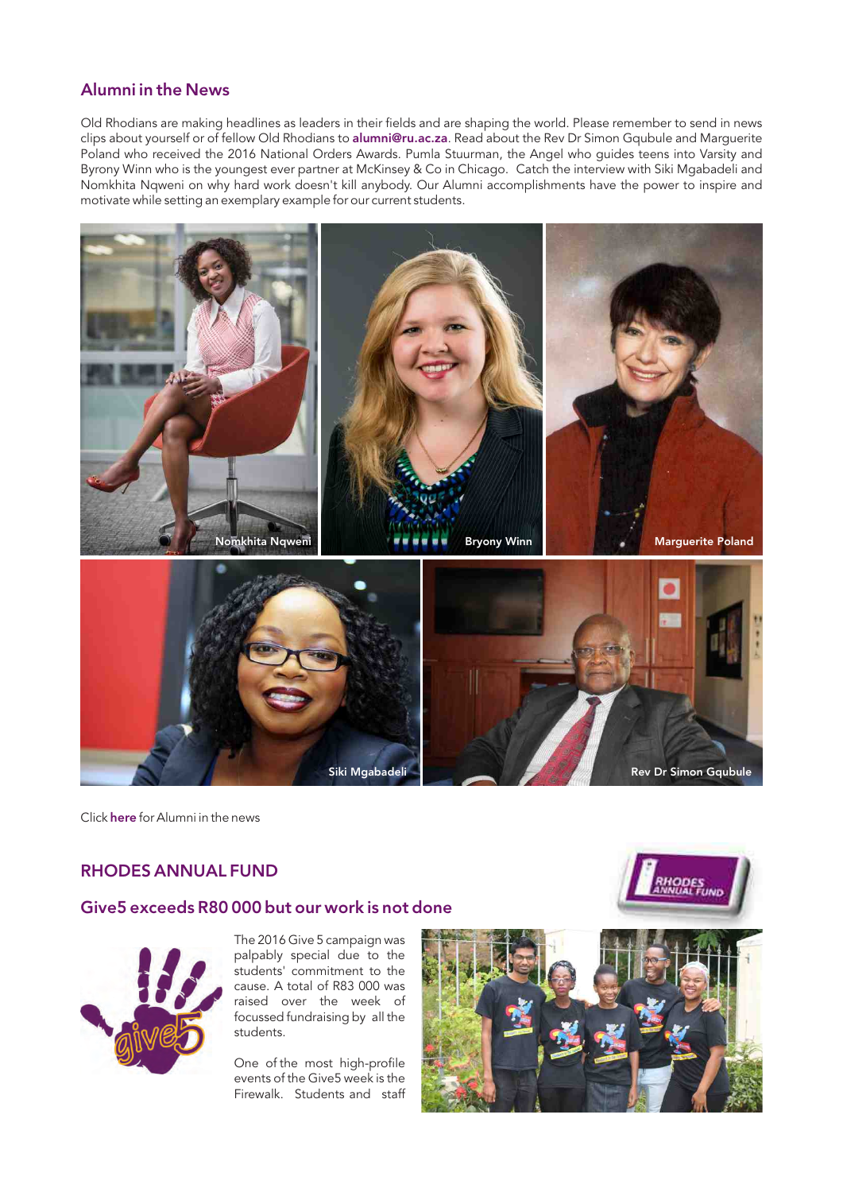## Alumni in the News

Old Rhodians are making headlines as leaders in their fields and are shaping the world. Please remember to send in news clips about yourself or of fellow Old Rhodians to **alumni@ru.ac.za**. Read about the Rev Dr Simon Gqubule and Marguerite Poland who received the 2016 National Orders Awards. Pumla Stuurman, the Angel who guides teens into Varsity and Byrony Winn who is the youngest ever partner at McKinsey & Co in Chicago. Catch the interview with Siki Mgabadeli and Nomkhita Nqweni on why hard work doesn't kill anybody. Our Alumni accomplishments have the power to inspire and motivate while setting an exemplary example for our current students.

Nomkhita Nqweni

Bryony Winn

Marguerite Poland

Siki Mgabadeli

Rev Dr Simon Gqubule

Click **here** for Alumni in the news

## RHODES ANNUAL FUND

### Give5 exceeds R80 000 but our work is not done

The 2016 Give 5 campaign was palpably special due to the students' commitment to the cause. A total of R83 000 was raised over the week of focussed fundraising by all the students.

One of the most high-profile events of the Give5 week is the Firewalk. Students and staff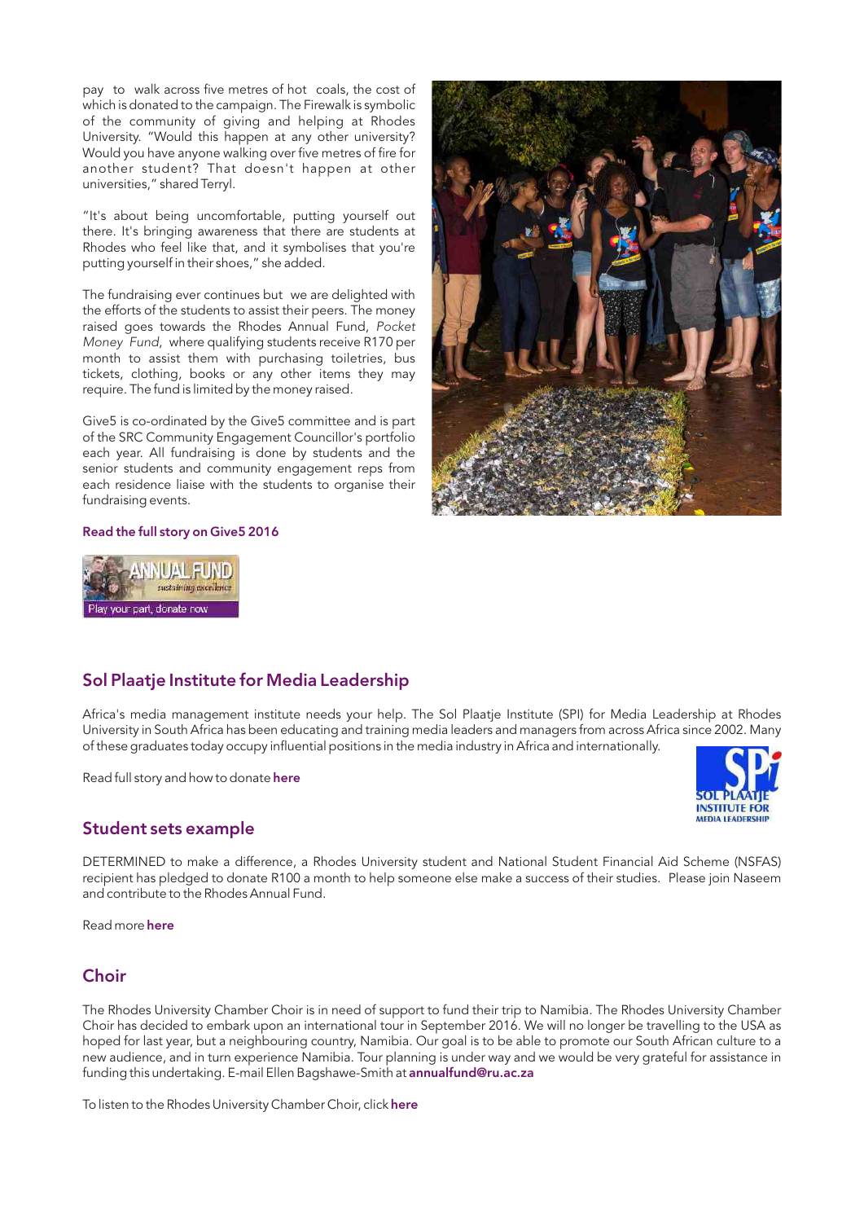pay to walk across five metres of hot coals, the cost of which is donated to the campaign. The Firewalk is symbolic of the community of giving and helping at Rhodes University. "Would this happen at any other university? Would you have anyone walking over five metres of fire for another student? That doesn't happen at other universities," shared Terryl.

"It's about being uncomfortable, putting yourself out there. It's bringing awareness that there are students at Rhodes who feel like that, and it symbolises that you're putting yourself in their shoes," she added.

The fundraising ever continues but we are delighted with the efforts of the students to assist their peers. The money raised goes towards the Rhodes Annual Fund, *Pocket Money Fund*, where qualifying students receive R170 per month to assist them with purchasing toiletries, bus tickets, clothing, books or any other items they may require. The fund is limited by the money raised.

Give5 is co-ordinated by the Give5 committee and is part of the SRC Community Engagement Councillor's portfolio each year. All fundraising is done by students and the senior students and community engagement reps from each residence liaise with the students to organise their fundraising events.

**Read the full story on Give5 2016**

ANNUAL FUND sustaining excellence

Play your part, donate now

## Sol Plaatje Institute for Media Leadership

Africa's media management institute needs your help. The Sol Plaatje Institute (SPI) for Media Leadership at Rhodes University in South Africa has been educating and training media leaders and managers from across Africa since 2002. Many of these graduates today occupy influential positions in the media industry in Africa and internationally.

Read full story and how to donate **here**

SPi SOL PLAATJE INSTITUTE FOR MEDIA LEADERSHIP

## Student sets example

DETERMINED to make a difference, a Rhodes University student and National Student Financial Aid Scheme (NSFAS) recipient has pledged to donate R100 a month to help someone else make a success of their studies. Please join Naseem and contribute to the Rhodes Annual Fund.

Read more **here**

## Choir

The Rhodes University Chamber Choir is in need of support to fund their trip to Namibia. The Rhodes University Chamber Choir has decided to embark upon an international tour in September 2016. We will no longer be travelling to the USA as hoped for last year, but a neighbouring country, Namibia. Our goal is to be able to promote our South African culture to a new audience, and in turn experience Namibia. Tour planning is under way and we would be very grateful for assistance in funding this undertaking. E-mail Ellen Bagshawe-Smith at **annualfund@ru.ac.za**

To listen to the Rhodes University Chamber Choir, click **here**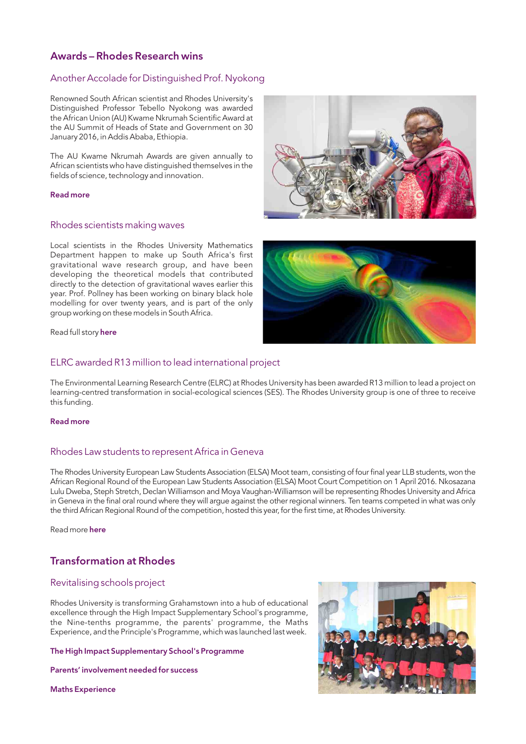## Awards – Rhodes Research wins

### Another Accolade for Distinguished Prof. Nyokong

Renowned South African scientist and Rhodes University's Distinguished Professor Tebello Nyokong was awarded the African Union (AU) Kwame Nkrumah Scientific Award at the AU Summit of Heads of State and Government on 30 January 2016, in Addis Ababa, Ethiopia.

The AU Kwame Nkrumah Awards are given annually to African scientists who have distinguished themselves in the fields of science, technology and innovation.

**Read more**

### Rhodes scientists making waves

Local scientists in the Rhodes University Mathematics Department happen to make up South Africa's first gravitational wave research group, and have been developing the theoretical models that contributed directly to the detection of gravitational waves earlier this year. Prof. Pollney has been working on binary black hole modelling for over twenty years, and is part of the only group working on these models in South Africa.

Read full story **here**

### ELRC awarded R13 million to lead international project

The Environmental Learning Research Centre (ELRC) at Rhodes University has been awarded R13 million to lead a project on learning-centred transformation in social-ecological sciences (SES). The Rhodes University group is one of three to receive this funding.

**Read more**

### Rhodes Law students to represent Africa in Geneva

The Rhodes University European Law Students Association (ELSA) Moot team, consisting of four final year LLB students, won the African Regional Round of the European Law Students Association (ELSA) Moot Court Competition on 1 April 2016. Nkosazana Lulu Dweba, Steph Stretch, Declan Williamson and Moya Vaughan-Williamson will be representing Rhodes University and Africa in Geneva in the final oral round where they will argue against the other regional winners. Ten teams competed in what was only the third African Regional Round of the competition, hosted this year, for the first time, at Rhodes University.

Read more **here**

## Transformation at Rhodes

### Revitalising schools project

Rhodes University is transforming Grahamstown into a hub of educational excellence through the High Impact Supplementary School's programme, the Nine-tenths programme, the parents' programme, the Maths Experience, and the Principle's Programme, which was launched last week.

**The High Impact Supplementary School's Programme**

**Parents' involvement needed for success**

**Maths Experience**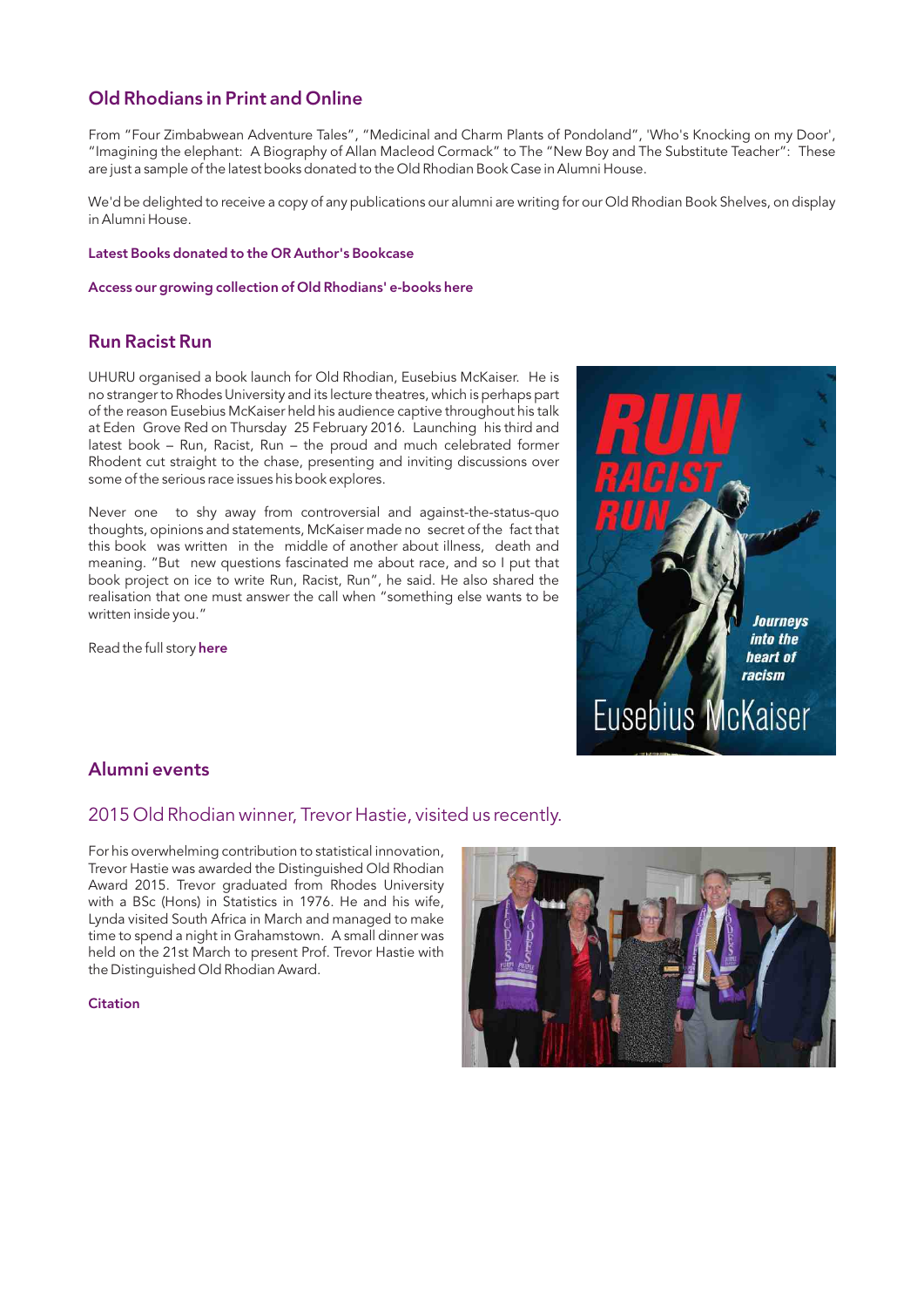## Old Rhodians in Print and Online

From "Four Zimbabwean Adventure Tales", "Medicinal and Charm Plants of Pondoland", 'Who's Knocking on my Door', "Imagining the elephant: A Biography of Allan Macleod Cormack" to The "New Boy and The Substitute Teacher": These are just a sample of the latest books donated to the Old Rhodian Book Case in Alumni House.

We'd be delighted to receive a copy of any publications our alumni are writing for our Old Rhodian Book Shelves, on display in Alumni House.

**Latest Books donated to the OR Author's Bookcase**

**Access our growing collection of Old Rhodians' e-books here**

## Run Racist Run

UHURU organised a book launch for Old Rhodian, Eusebius McKaiser. He is no stranger to Rhodes University and its lecture theatres, which is perhaps part of the reason Eusebius McKaiser held his audience captive throughout his talk at Eden Grove Red on Thursday 25 February 2016. Launching his third and latest book – Run, Racist, Run – the proud and much celebrated former Rhodent cut straight to the chase, presenting and inviting discussions over some of the serious race issues his book explores.

Never one to shy away from controversial and against-the-status-quo thoughts, opinions and statements, McKaiser made no secret of the fact that this book was written in the middle of another about illness, death and meaning. "But new questions fascinated me about race, and so I put that book project on ice to write Run, Racist, Run", he said. He also shared the realisation that one must answer the call when "something else wants to be written inside you."

Read the full story **here**

## Alumni events

### 2015 Old Rhodian winner, Trevor Hastie, visited us recently.

For his overwhelming contribution to statistical innovation, Trevor Hastie was awarded the Distinguished Old Rhodian Award 2015. Trevor graduated from Rhodes University with a BSc (Hons) in Statistics in 1976. He and his wife, Lynda visited South Africa in March and managed to make time to spend a night in Grahamstown. A small dinner was held on the 21st March to present Prof. Trevor Hastie with the Distinguished Old Rhodian Award.

**Citation**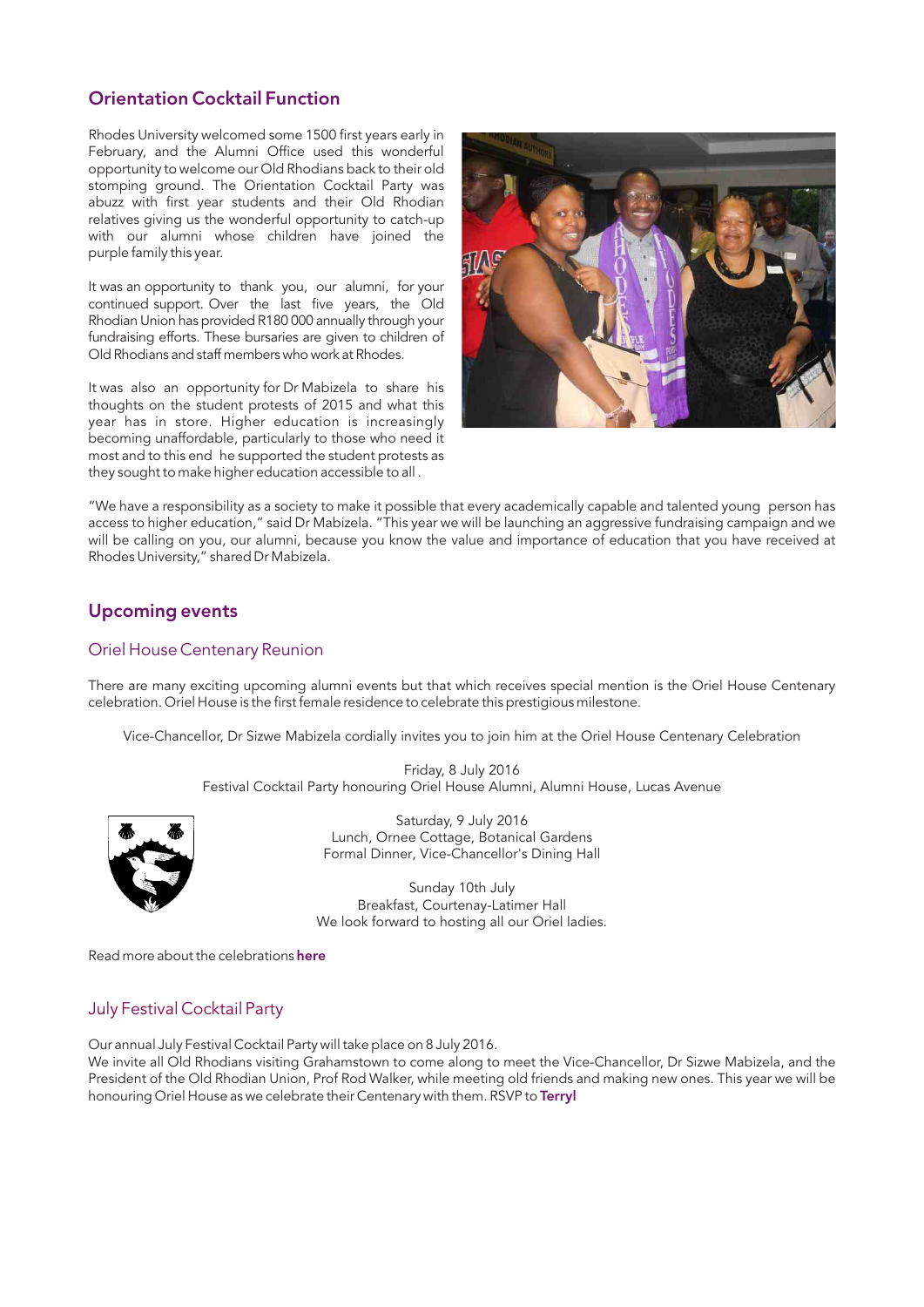## Orientation Cocktail Function

Rhodes University welcomed some 1500 first years early in February, and the Alumni Office used this wonderful opportunity to welcome our Old Rhodians back to their old stomping ground. The Orientation Cocktail Party was abuzz with first year students and their Old Rhodian relatives giving us the wonderful opportunity to catch-up with our alumni whose children have joined the purple family this year.

It was an opportunity to thank you, our alumni, for your continued support. Over the last five years, the Old Rhodian Union has provided R180 000 annually through your fundraising efforts. These bursaries are given to children of Old Rhodians and staff members who work at Rhodes.

It was also an opportunity for Dr Mabizela to share his thoughts on the student protests of 2015 and what this year has in store. Higher education is increasingly becoming unaffordable, particularly to those who need it most and to this end he supported the student protests as they sought to make higher education accessible to all .

"We have a responsibility as a society to make it possible that every academically capable and talented young person has access to higher education," said Dr Mabizela. "This year we will be launching an aggressive fundraising campaign and we will be calling on you, our alumni, because you know the value and importance of education that you have received at Rhodes University," shared Dr Mabizela.

## Upcoming events

### Oriel House Centenary Reunion

There are many exciting upcoming alumni events but that which receives special mention is the Oriel House Centenary celebration. Oriel House is the first female residence to celebrate this prestigious milestone.

Vice-Chancellor, Dr Sizwe Mabizela cordially invites you to join him at the Oriel House Centenary Celebration

Friday, 8 July 2016
Festival Cocktail Party honouring Oriel House Alumni, Alumni House, Lucas Avenue

Saturday, 9 July 2016
Lunch, Ornee Cottage, Botanical Gardens
Formal Dinner, Vice-Chancellor's Dining Hall

Sunday 10th July
Breakfast, Courtenay-Latimer Hall
We look forward to hosting all our Oriel ladies.

Read more about the celebrations **here**

### July Festival Cocktail Party

Our annual July Festival Cocktail Party will take place on 8 July 2016.
We invite all Old Rhodians visiting Grahamstown to come along to meet the Vice-Chancellor, Dr Sizwe Mabizela, and the President of the Old Rhodian Union, Prof Rod Walker, while meeting old friends and making new ones. This year we will be honouring Oriel House as we celebrate their Centenary with them. RSVP to **Terryl**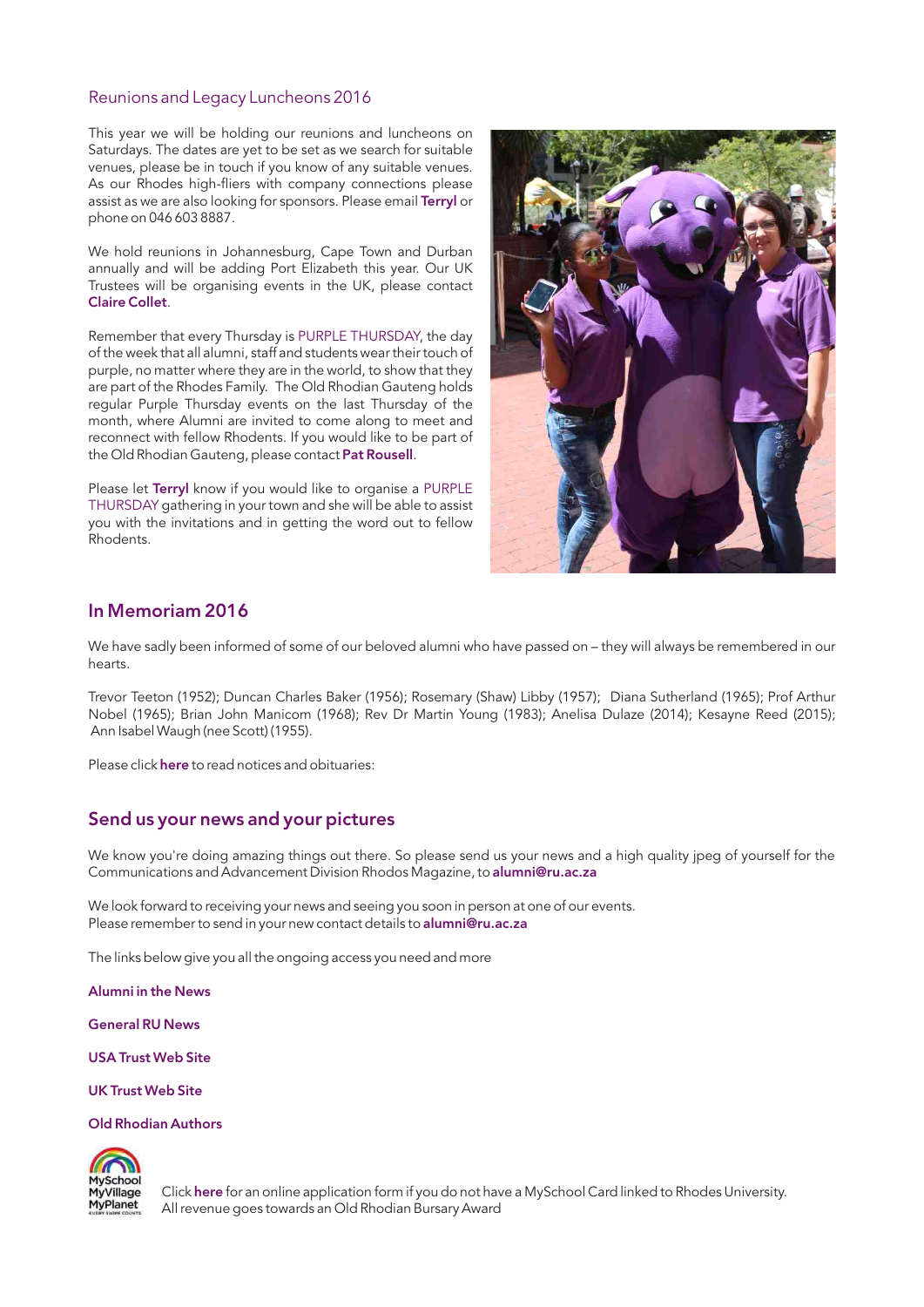## Reunions and Legacy Luncheons 2016

This year we will be holding our reunions and luncheons on Saturdays. The dates are yet to be set as we search for suitable venues, please be in touch if you know of any suitable venues. As our Rhodes high-fliers with company connections please assist as we are also looking for sponsors. Please email **Terryl** or phone on 046 603 8887.

We hold reunions in Johannesburg, Cape Town and Durban annually and will be adding Port Elizabeth this year. Our UK Trustees will be organising events in the UK, please contact **Claire Collet**.

Remember that every Thursday is PURPLE THURSDAY, the day of the week that all alumni, staff and students wear their touch of purple, no matter where they are in the world, to show that they are part of the Rhodes Family. The Old Rhodian Gauteng holds regular Purple Thursday events on the last Thursday of the month, where Alumni are invited to come along to meet and reconnect with fellow Rhodents. If you would like to be part of the Old Rhodian Gauteng, please contact **Pat Rousell**.

Please let **Terryl** know if you would like to organise a PURPLE THURSDAY gathering in your town and she will be able to assist you with the invitations and in getting the word out to fellow Rhodents.

## In Memoriam 2016

We have sadly been informed of some of our beloved alumni who have passed on – they will always be remembered in our hearts.

Trevor Teeton (1952); Duncan Charles Baker (1956); Rosemary (Shaw) Libby (1957); Diana Sutherland (1965); Prof Arthur Nobel (1965); Brian John Manicom (1968); Rev Dr Martin Young (1983); Anelisa Dulaze (2014); Kesayne Reed (2015); Ann Isabel Waugh (nee Scott) (1955).

Please click **here** to read notices and obituaries:

## Send us your news and your pictures

We know you're doing amazing things out there. So please send us your news and a high quality jpeg of yourself for the Communications and Advancement Division Rhodos Magazine, to **alumni@ru.ac.za**

We look forward to receiving your news and seeing you soon in person at one of our events.
Please remember to send in your new contact details to **alumni@ru.ac.za**

The links below give you all the ongoing access you need and more

**Alumni in the News**

**General RU News**

**USA Trust Web Site**

**UK Trust Web Site**

**Old Rhodian Authors**

Click **here** for an online application form if you do not have a MySchool Card linked to Rhodes University.
All revenue goes towards an Old Rhodian Bursary Award